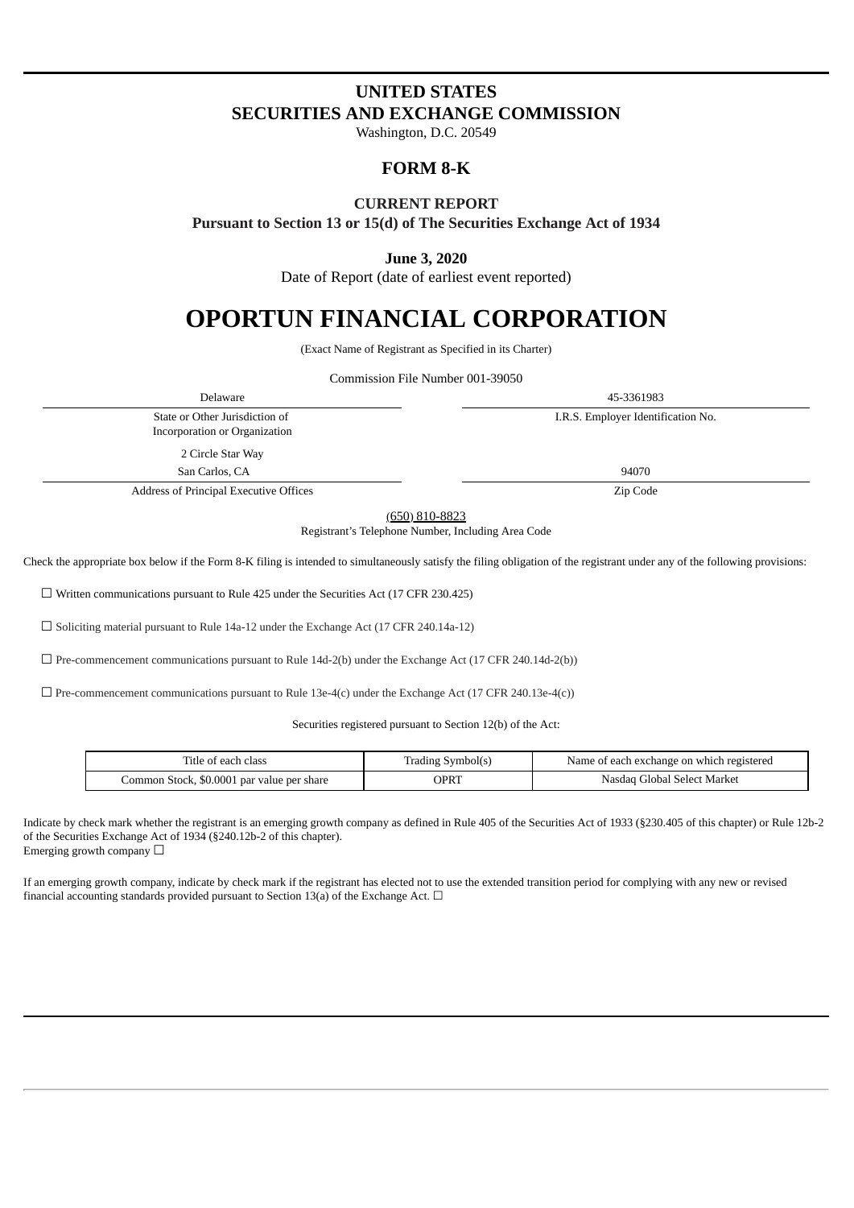# UNITED STATES
# SECURITIES AND EXCHANGE COMMISSION

Washington, D.C. 20549

## FORM 8-K

### CURRENT REPORT

**Pursuant to Section 13 or 15(d) of The Securities Exchange Act of 1934**

**June 3, 2020**

Date of Report (date of earliest event reported)

# OPORTUN FINANCIAL CORPORATION

(Exact Name of Registrant as Specified in its Charter)

Commission File Number 001-39050

| Delaware | 45-3361983 |
|---|---|
| State or Other Jurisdiction of Incorporation or Organization | I.R.S. Employer Identification No. |
| 2 Circle Star Way<br>San Carlos, CA | 94070 |
| Address of Principal Executive Offices | Zip Code |

(650) 810-8823

Registrant's Telephone Number, Including Area Code

Check the appropriate box below if the Form 8-K filing is intended to simultaneously satisfy the filing obligation of the registrant under any of the following provisions:

☐ Written communications pursuant to Rule 425 under the Securities Act (17 CFR 230.425)

☐ Soliciting material pursuant to Rule 14a-12 under the Exchange Act (17 CFR 240.14a-12)

☐ Pre-commencement communications pursuant to Rule 14d-2(b) under the Exchange Act (17 CFR 240.14d-2(b))

☐ Pre-commencement communications pursuant to Rule 13e-4(c) under the Exchange Act (17 CFR 240.13e-4(c))

Securities registered pursuant to Section 12(b) of the Act:

| Title of each class | Trading Symbol(s) | Name of each exchange on which registered |
|---|---|---|
| Common Stock, $0.0001 par value per share | OPRT | Nasdaq Global Select Market |

Indicate by check mark whether the registrant is an emerging growth company as defined in Rule 405 of the Securities Act of 1933 (§230.405 of this chapter) or Rule 12b-2 of the Securities Exchange Act of 1934 (§240.12b-2 of this chapter).
Emerging growth company ☐

If an emerging growth company, indicate by check mark if the registrant has elected not to use the extended transition period for complying with any new or revised financial accounting standards provided pursuant to Section 13(a) of the Exchange Act. ☐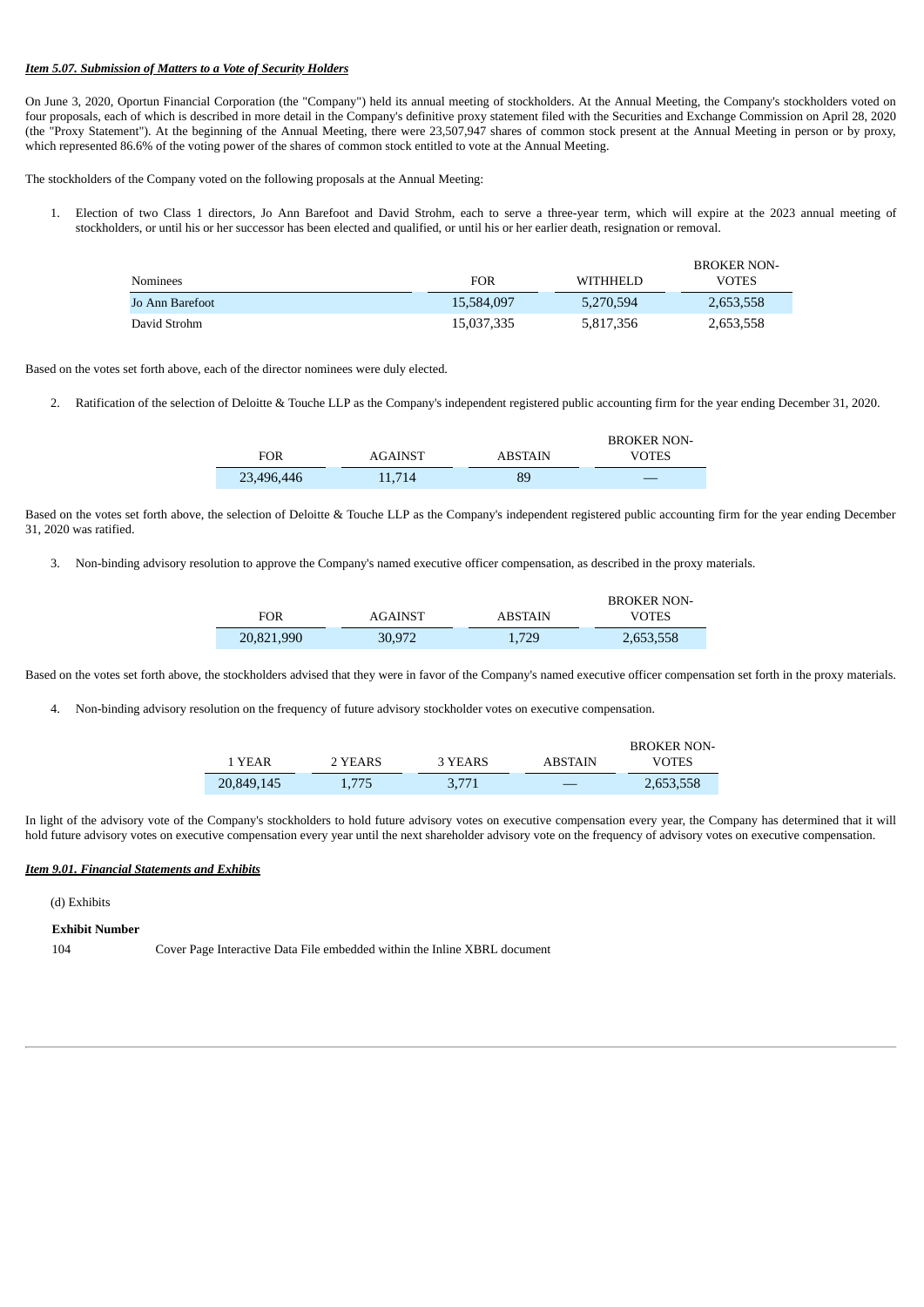***Item 5.07. Submission of Matters to a Vote of Security Holders***

On June 3, 2020, Oportun Financial Corporation (the "Company") held its annual meeting of stockholders. At the Annual Meeting, the Company's stockholders voted on four proposals, each of which is described in more detail in the Company's definitive proxy statement filed with the Securities and Exchange Commission on April 28, 2020 (the "Proxy Statement"). At the beginning of the Annual Meeting, there were 23,507,947 shares of common stock present at the Annual Meeting in person or by proxy, which represented 86.6% of the voting power of the shares of common stock entitled to vote at the Annual Meeting.

The stockholders of the Company voted on the following proposals at the Annual Meeting:

1. Election of two Class 1 directors, Jo Ann Barefoot and David Strohm, each to serve a three-year term, which will expire at the 2023 annual meeting of stockholders, or until his or her successor has been elected and qualified, or until his or her earlier death, resignation or removal.

| Nominees | FOR | WITHHELD | BROKER NON-VOTES |
|---|---|---|---|
| Jo Ann Barefoot | 15,584,097 | 5,270,594 | 2,653,558 |
| David Strohm | 15,037,335 | 5,817,356 | 2,653,558 |

Based on the votes set forth above, each of the director nominees were duly elected.

2. Ratification of the selection of Deloitte & Touche LLP as the Company's independent registered public accounting firm for the year ending December 31, 2020.

| FOR | AGAINST | ABSTAIN | BROKER NON-VOTES |
|---|---|---|---|
| 23,496,446 | 11,714 | 89 | — |

Based on the votes set forth above, the selection of Deloitte & Touche LLP as the Company's independent registered public accounting firm for the year ending December 31, 2020 was ratified.

3. Non-binding advisory resolution to approve the Company's named executive officer compensation, as described in the proxy materials.

| FOR | AGAINST | ABSTAIN | BROKER NON-VOTES |
|---|---|---|---|
| 20,821,990 | 30,972 | 1,729 | 2,653,558 |

Based on the votes set forth above, the stockholders advised that they were in favor of the Company's named executive officer compensation set forth in the proxy materials.

4. Non-binding advisory resolution on the frequency of future advisory stockholder votes on executive compensation.

| 1 YEAR | 2 YEARS | 3 YEARS | ABSTAIN | BROKER NON-VOTES |
|---|---|---|---|---|
| 20,849,145 | 1,775 | 3,771 | — | 2,653,558 |

In light of the advisory vote of the Company's stockholders to hold future advisory votes on executive compensation every year, the Company has determined that it will hold future advisory votes on executive compensation every year until the next shareholder advisory vote on the frequency of advisory votes on executive compensation.

***Item 9.01. Financial Statements and Exhibits***

(d) Exhibits

| **Exhibit Number** | |
|---|---|
| 104 | Cover Page Interactive Data File embedded within the Inline XBRL document |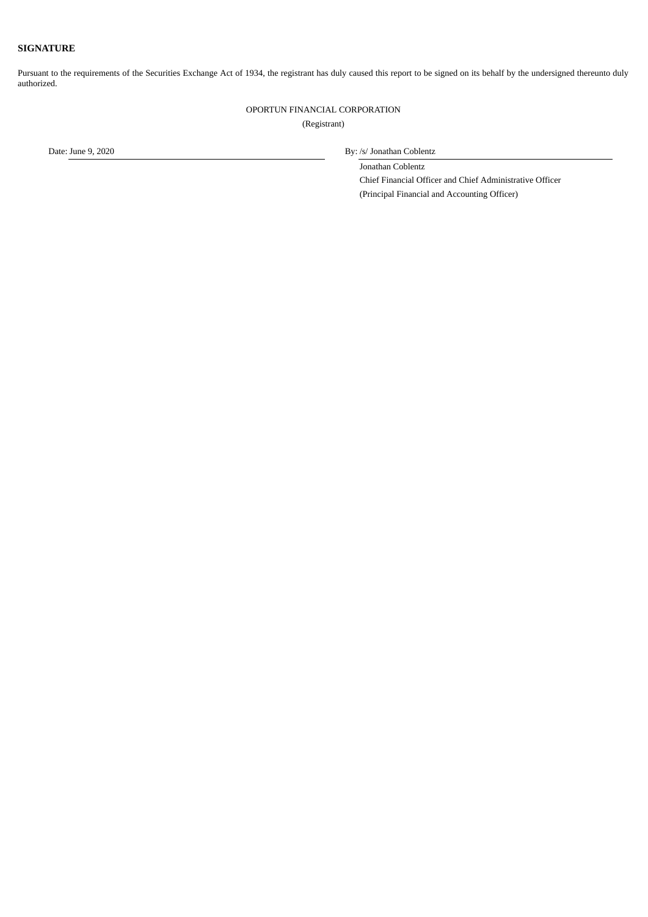**SIGNATURE**

Pursuant to the requirements of the Securities Exchange Act of 1934, the registrant has duly caused this report to be signed on its behalf by the undersigned thereunto duly authorized.

OPORTUN FINANCIAL CORPORATION
(Registrant)

Date: June 9, 2020

By: /s/ Jonathan Coblentz

Jonathan Coblentz
Chief Financial Officer and Chief Administrative Officer
(Principal Financial and Accounting Officer)